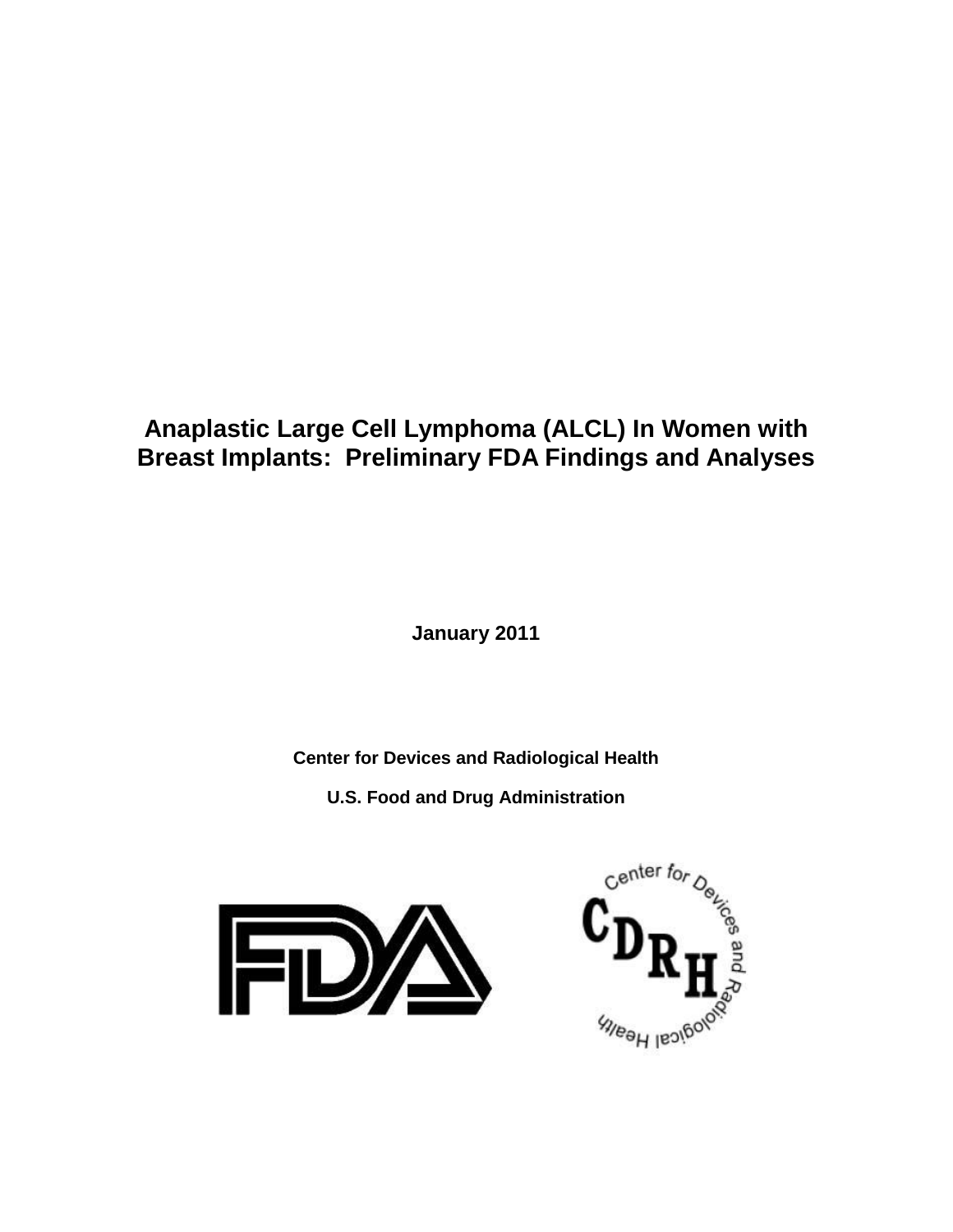# Anaplastic Large Cell Lymphoma (ALCL) In Women with Breast Implants: Preliminary FDA Findings and Analyses

**January 2011**

**Center for Devices and Radiological Health**

**U.S. Food and Drug Administration**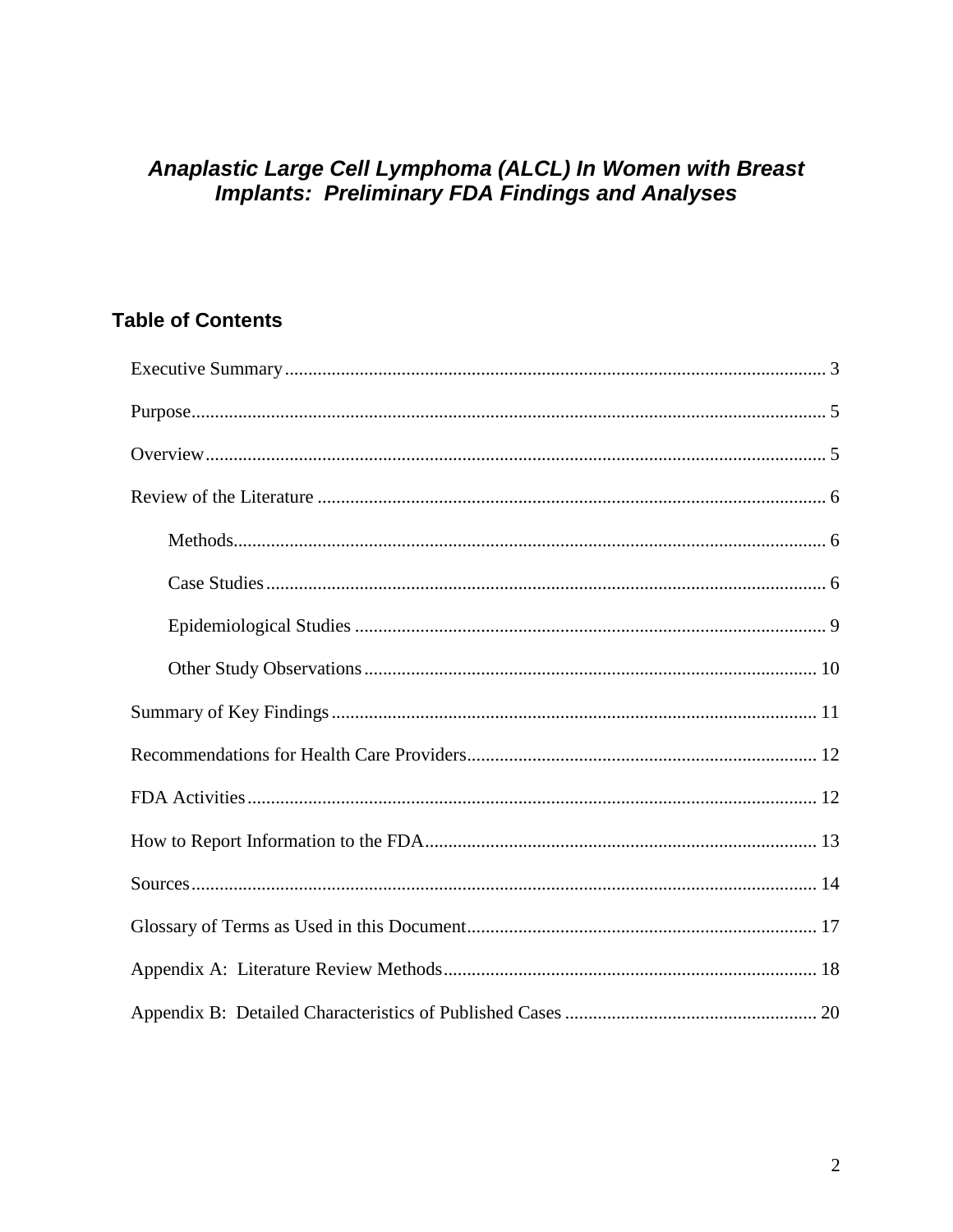# *Anaplastic Large Cell Lymphoma (ALCL) In Women with Breast Implants: Preliminary FDA Findings and Analyses*

## Table of Contents

Executive Summary .................................................. 3

Purpose .................................................. 5

Overview .................................................. 5

Review of the Literature .................................................. 6

- Methods .................................................. 6
- Case Studies .................................................. 6
- Epidemiological Studies .................................................. 9
- Other Study Observations .................................................. 10

Summary of Key Findings .................................................. 11

Recommendations for Health Care Providers .................................................. 12

FDA Activities .................................................. 12

How to Report Information to the FDA .................................................. 13

Sources .................................................. 14

Glossary of Terms as Used in this Document .................................................. 17

Appendix A: Literature Review Methods .................................................. 18

Appendix B: Detailed Characteristics of Published Cases .................................................. 20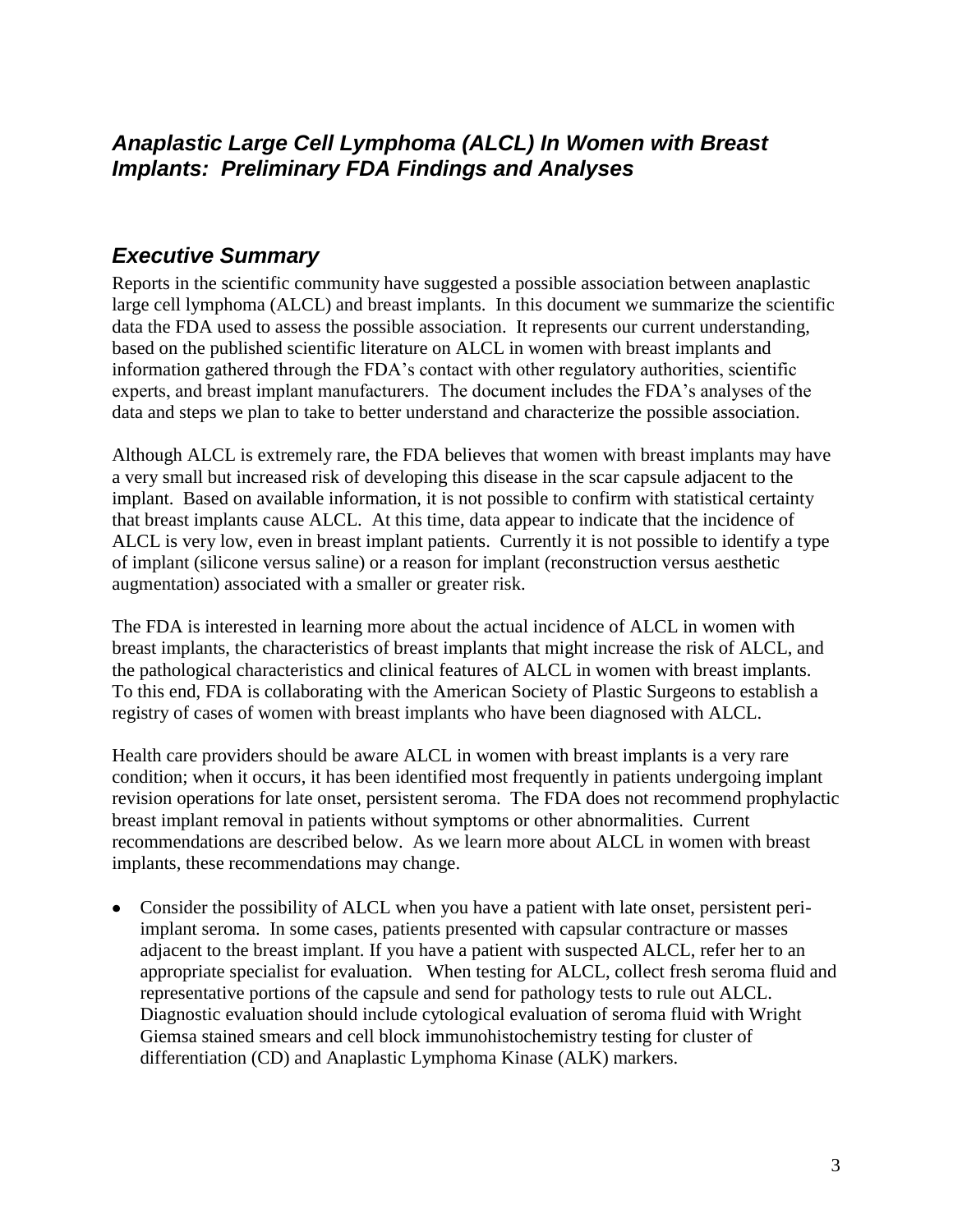## *Anaplastic Large Cell Lymphoma (ALCL) In Women with Breast Implants: Preliminary FDA Findings and Analyses*

## *Executive Summary*

Reports in the scientific community have suggested a possible association between anaplastic large cell lymphoma (ALCL) and breast implants. In this document we summarize the scientific data the FDA used to assess the possible association. It represents our current understanding, based on the published scientific literature on ALCL in women with breast implants and information gathered through the FDA's contact with other regulatory authorities, scientific experts, and breast implant manufacturers. The document includes the FDA's analyses of the data and steps we plan to take to better understand and characterize the possible association.

Although ALCL is extremely rare, the FDA believes that women with breast implants may have a very small but increased risk of developing this disease in the scar capsule adjacent to the implant. Based on available information, it is not possible to confirm with statistical certainty that breast implants cause ALCL. At this time, data appear to indicate that the incidence of ALCL is very low, even in breast implant patients. Currently it is not possible to identify a type of implant (silicone versus saline) or a reason for implant (reconstruction versus aesthetic augmentation) associated with a smaller or greater risk.

The FDA is interested in learning more about the actual incidence of ALCL in women with breast implants, the characteristics of breast implants that might increase the risk of ALCL, and the pathological characteristics and clinical features of ALCL in women with breast implants. To this end, FDA is collaborating with the American Society of Plastic Surgeons to establish a registry of cases of women with breast implants who have been diagnosed with ALCL.

Health care providers should be aware ALCL in women with breast implants is a very rare condition; when it occurs, it has been identified most frequently in patients undergoing implant revision operations for late onset, persistent seroma. The FDA does not recommend prophylactic breast implant removal in patients without symptoms or other abnormalities. Current recommendations are described below. As we learn more about ALCL in women with breast implants, these recommendations may change.

- Consider the possibility of ALCL when you have a patient with late onset, persistent peri-implant seroma. In some cases, patients presented with capsular contracture or masses adjacent to the breast implant. If you have a patient with suspected ALCL, refer her to an appropriate specialist for evaluation. When testing for ALCL, collect fresh seroma fluid and representative portions of the capsule and send for pathology tests to rule out ALCL. Diagnostic evaluation should include cytological evaluation of seroma fluid with Wright Giemsa stained smears and cell block immunohistochemistry testing for cluster of differentiation (CD) and Anaplastic Lymphoma Kinase (ALK) markers.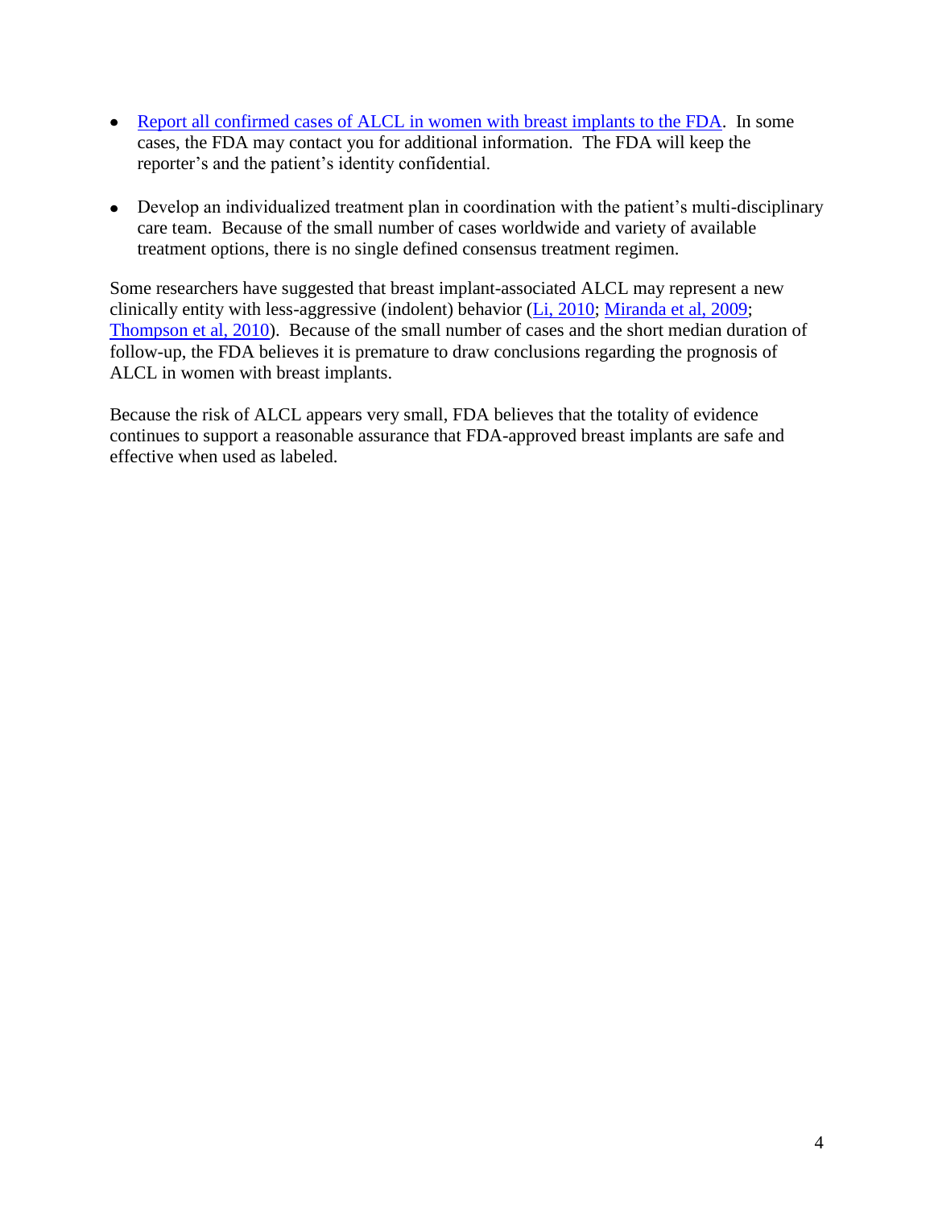- Report all confirmed cases of ALCL in women with breast implants to the FDA. In some cases, the FDA may contact you for additional information. The FDA will keep the reporter's and the patient's identity confidential.

- Develop an individualized treatment plan in coordination with the patient's multi-disciplinary care team. Because of the small number of cases worldwide and variety of available treatment options, there is no single defined consensus treatment regimen.

Some researchers have suggested that breast implant-associated ALCL may represent a new clinically entity with less-aggressive (indolent) behavior (Li, 2010; Miranda et al, 2009; Thompson et al, 2010). Because of the small number of cases and the short median duration of follow-up, the FDA believes it is premature to draw conclusions regarding the prognosis of ALCL in women with breast implants.

Because the risk of ALCL appears very small, FDA believes that the totality of evidence continues to support a reasonable assurance that FDA-approved breast implants are safe and effective when used as labeled.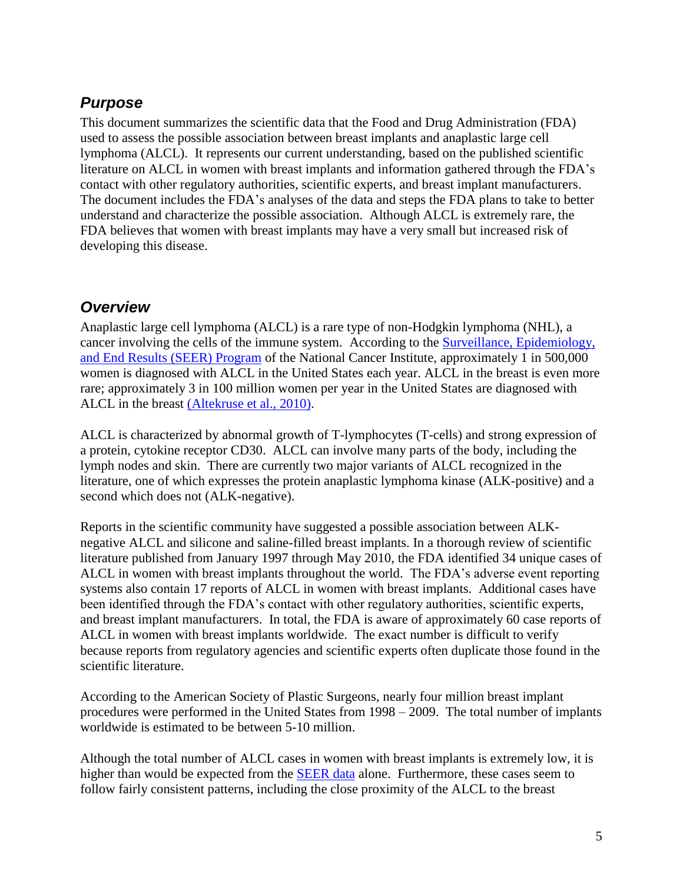## *Purpose*

This document summarizes the scientific data that the Food and Drug Administration (FDA) used to assess the possible association between breast implants and anaplastic large cell lymphoma (ALCL). It represents our current understanding, based on the published scientific literature on ALCL in women with breast implants and information gathered through the FDA's contact with other regulatory authorities, scientific experts, and breast implant manufacturers. The document includes the FDA's analyses of the data and steps the FDA plans to take to better understand and characterize the possible association. Although ALCL is extremely rare, the FDA believes that women with breast implants may have a very small but increased risk of developing this disease.

## *Overview*

Anaplastic large cell lymphoma (ALCL) is a rare type of non-Hodgkin lymphoma (NHL), a cancer involving the cells of the immune system. According to the Surveillance, Epidemiology, and End Results (SEER) Program of the National Cancer Institute, approximately 1 in 500,000 women is diagnosed with ALCL in the United States each year. ALCL in the breast is even more rare; approximately 3 in 100 million women per year in the United States are diagnosed with ALCL in the breast (Altekruse et al., 2010).

ALCL is characterized by abnormal growth of T-lymphocytes (T-cells) and strong expression of a protein, cytokine receptor CD30. ALCL can involve many parts of the body, including the lymph nodes and skin. There are currently two major variants of ALCL recognized in the literature, one of which expresses the protein anaplastic lymphoma kinase (ALK-positive) and a second which does not (ALK-negative).

Reports in the scientific community have suggested a possible association between ALK-negative ALCL and silicone and saline-filled breast implants. In a thorough review of scientific literature published from January 1997 through May 2010, the FDA identified 34 unique cases of ALCL in women with breast implants throughout the world. The FDA's adverse event reporting systems also contain 17 reports of ALCL in women with breast implants. Additional cases have been identified through the FDA's contact with other regulatory authorities, scientific experts, and breast implant manufacturers. In total, the FDA is aware of approximately 60 case reports of ALCL in women with breast implants worldwide. The exact number is difficult to verify because reports from regulatory agencies and scientific experts often duplicate those found in the scientific literature.

According to the American Society of Plastic Surgeons, nearly four million breast implant procedures were performed in the United States from 1998 – 2009. The total number of implants worldwide is estimated to be between 5-10 million.

Although the total number of ALCL cases in women with breast implants is extremely low, it is higher than would be expected from the SEER data alone. Furthermore, these cases seem to follow fairly consistent patterns, including the close proximity of the ALCL to the breast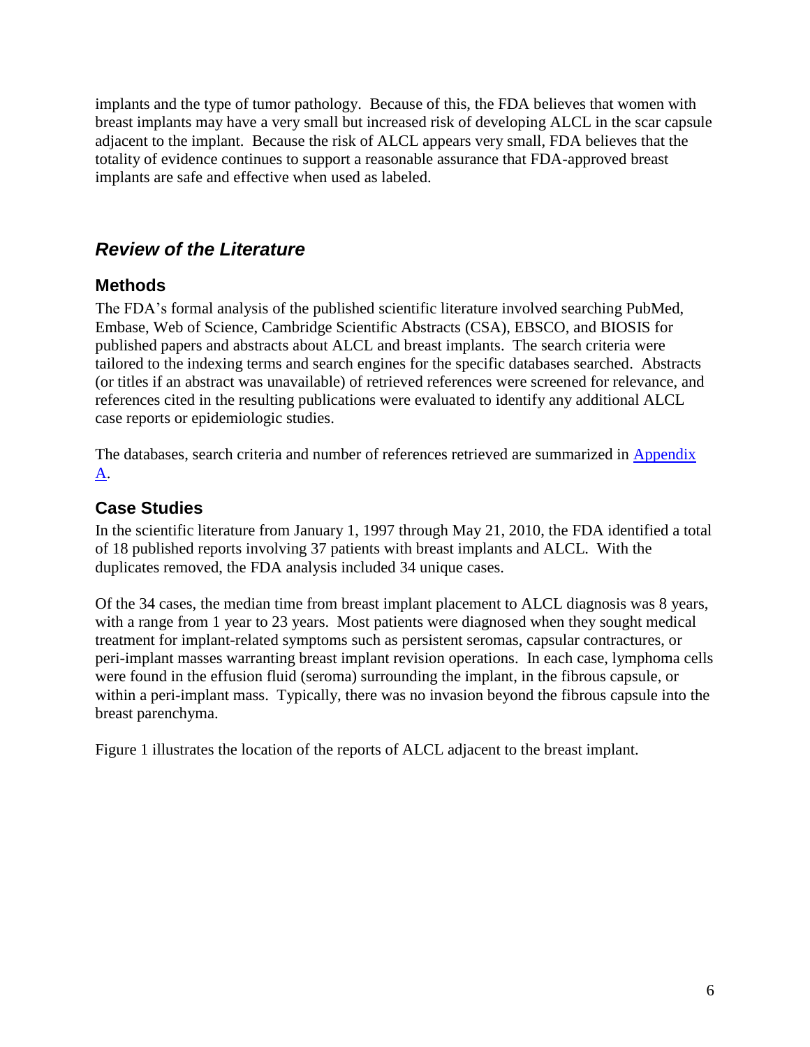implants and the type of tumor pathology. Because of this, the FDA believes that women with breast implants may have a very small but increased risk of developing ALCL in the scar capsule adjacent to the implant. Because the risk of ALCL appears very small, FDA believes that the totality of evidence continues to support a reasonable assurance that FDA-approved breast implants are safe and effective when used as labeled.

## *Review of the Literature*

### Methods

The FDA's formal analysis of the published scientific literature involved searching PubMed, Embase, Web of Science, Cambridge Scientific Abstracts (CSA), EBSCO, and BIOSIS for published papers and abstracts about ALCL and breast implants. The search criteria were tailored to the indexing terms and search engines for the specific databases searched. Abstracts (or titles if an abstract was unavailable) of retrieved references were screened for relevance, and references cited in the resulting publications were evaluated to identify any additional ALCL case reports or epidemiologic studies.

The databases, search criteria and number of references retrieved are summarized in Appendix A.

### Case Studies

In the scientific literature from January 1, 1997 through May 21, 2010, the FDA identified a total of 18 published reports involving 37 patients with breast implants and ALCL. With the duplicates removed, the FDA analysis included 34 unique cases.

Of the 34 cases, the median time from breast implant placement to ALCL diagnosis was 8 years, with a range from 1 year to 23 years. Most patients were diagnosed when they sought medical treatment for implant-related symptoms such as persistent seromas, capsular contractures, or peri-implant masses warranting breast implant revision operations. In each case, lymphoma cells were found in the effusion fluid (seroma) surrounding the implant, in the fibrous capsule, or within a peri-implant mass. Typically, there was no invasion beyond the fibrous capsule into the breast parenchyma.

Figure 1 illustrates the location of the reports of ALCL adjacent to the breast implant.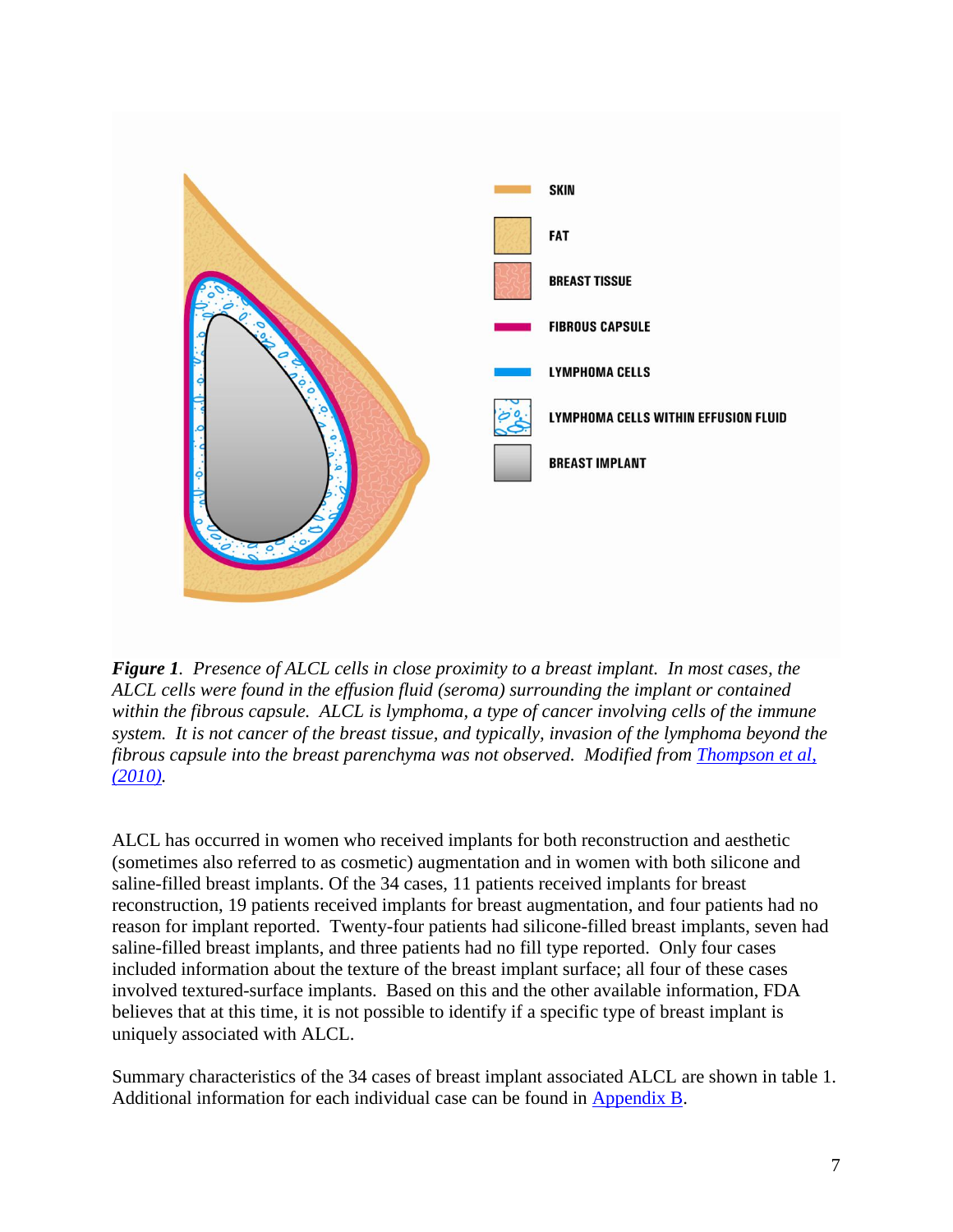***Figure 1**. Presence of ALCL cells in close proximity to a breast implant. In most cases, the ALCL cells were found in the effusion fluid (seroma) surrounding the implant or contained within the fibrous capsule. ALCL is lymphoma, a type of cancer involving cells of the immune system. It is not cancer of the breast tissue, and typically, invasion of the lymphoma beyond the fibrous capsule into the breast parenchyma was not observed. Modified from [Thompson et al, (2010)](). *

ALCL has occurred in women who received implants for both reconstruction and aesthetic (sometimes also referred to as cosmetic) augmentation and in women with both silicone and saline-filled breast implants. Of the 34 cases, 11 patients received implants for breast reconstruction, 19 patients received implants for breast augmentation, and four patients had no reason for implant reported. Twenty-four patients had silicone-filled breast implants, seven had saline-filled breast implants, and three patients had no fill type reported. Only four cases included information about the texture of the breast implant surface; all four of these cases involved textured-surface implants. Based on this and the other available information, FDA believes that at this time, it is not possible to identify if a specific type of breast implant is uniquely associated with ALCL.

Summary characteristics of the 34 cases of breast implant associated ALCL are shown in table 1. Additional information for each individual case can be found in [Appendix B]().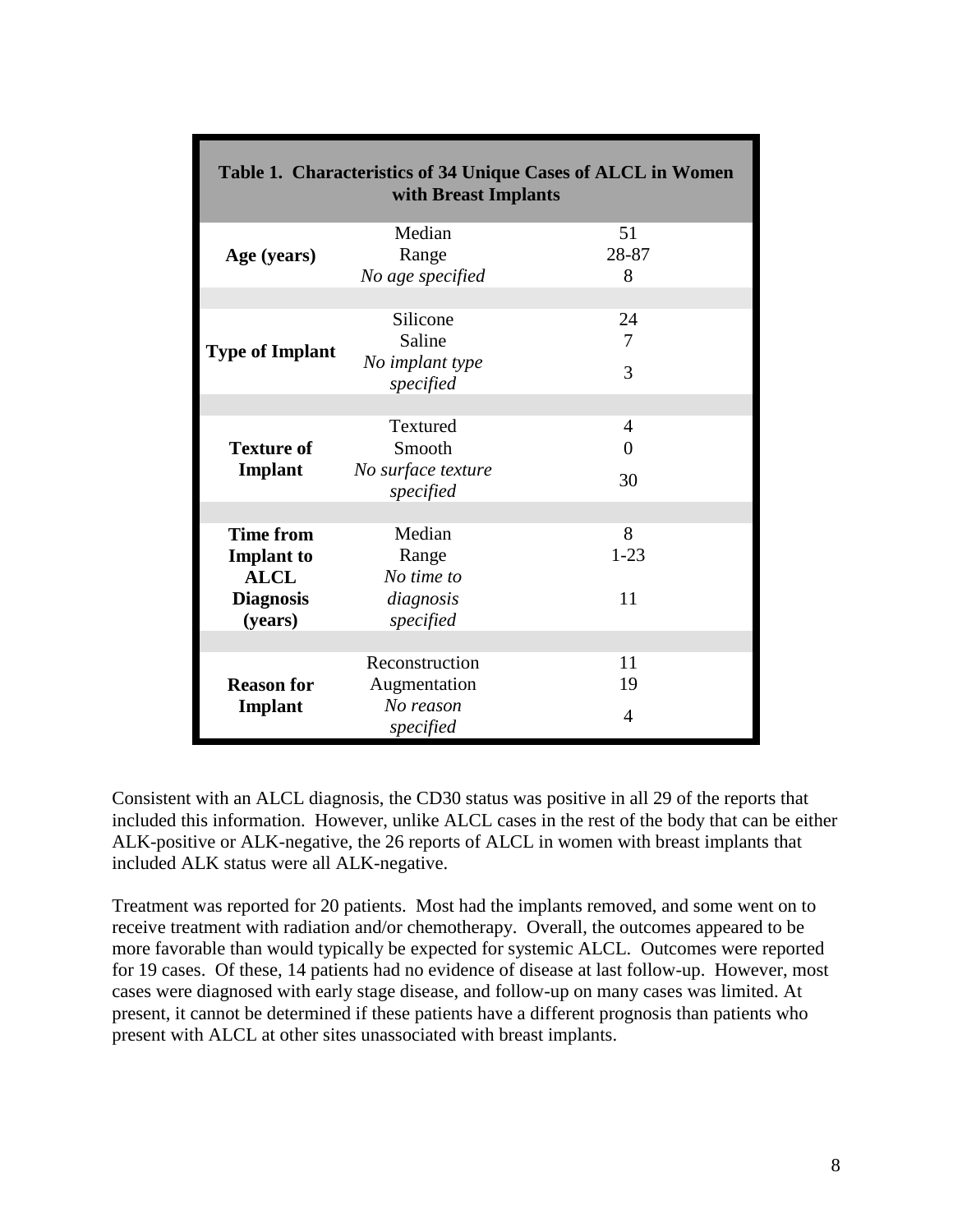**Table 1. Characteristics of 34 Unique Cases of ALCL in Women with Breast Implants**

| | | |
|---|---|---|
| **Age (years)** | Median | 51 |
| | Range | 28-87 |
| | *No age specified* | 8 |
| **Type of Implant** | Silicone | 24 |
| | Saline | 7 |
| | *No implant type specified* | 3 |
| **Texture of Implant** | Textured | 4 |
| | Smooth | 0 |
| | *No surface texture specified* | 30 |
| **Time from Implant to ALCL Diagnosis (years)** | Median | 8 |
| | Range | 1-23 |
| | *No time to diagnosis specified* | 11 |
| **Reason for Implant** | Reconstruction | 11 |
| | Augmentation | 19 |
| | *No reason specified* | 4 |

Consistent with an ALCL diagnosis, the CD30 status was positive in all 29 of the reports that included this information. However, unlike ALCL cases in the rest of the body that can be either ALK-positive or ALK-negative, the 26 reports of ALCL in women with breast implants that included ALK status were all ALK-negative.

Treatment was reported for 20 patients. Most had the implants removed, and some went on to receive treatment with radiation and/or chemotherapy. Overall, the outcomes appeared to be more favorable than would typically be expected for systemic ALCL. Outcomes were reported for 19 cases. Of these, 14 patients had no evidence of disease at last follow-up. However, most cases were diagnosed with early stage disease, and follow-up on many cases was limited. At present, it cannot be determined if these patients have a different prognosis than patients who present with ALCL at other sites unassociated with breast implants.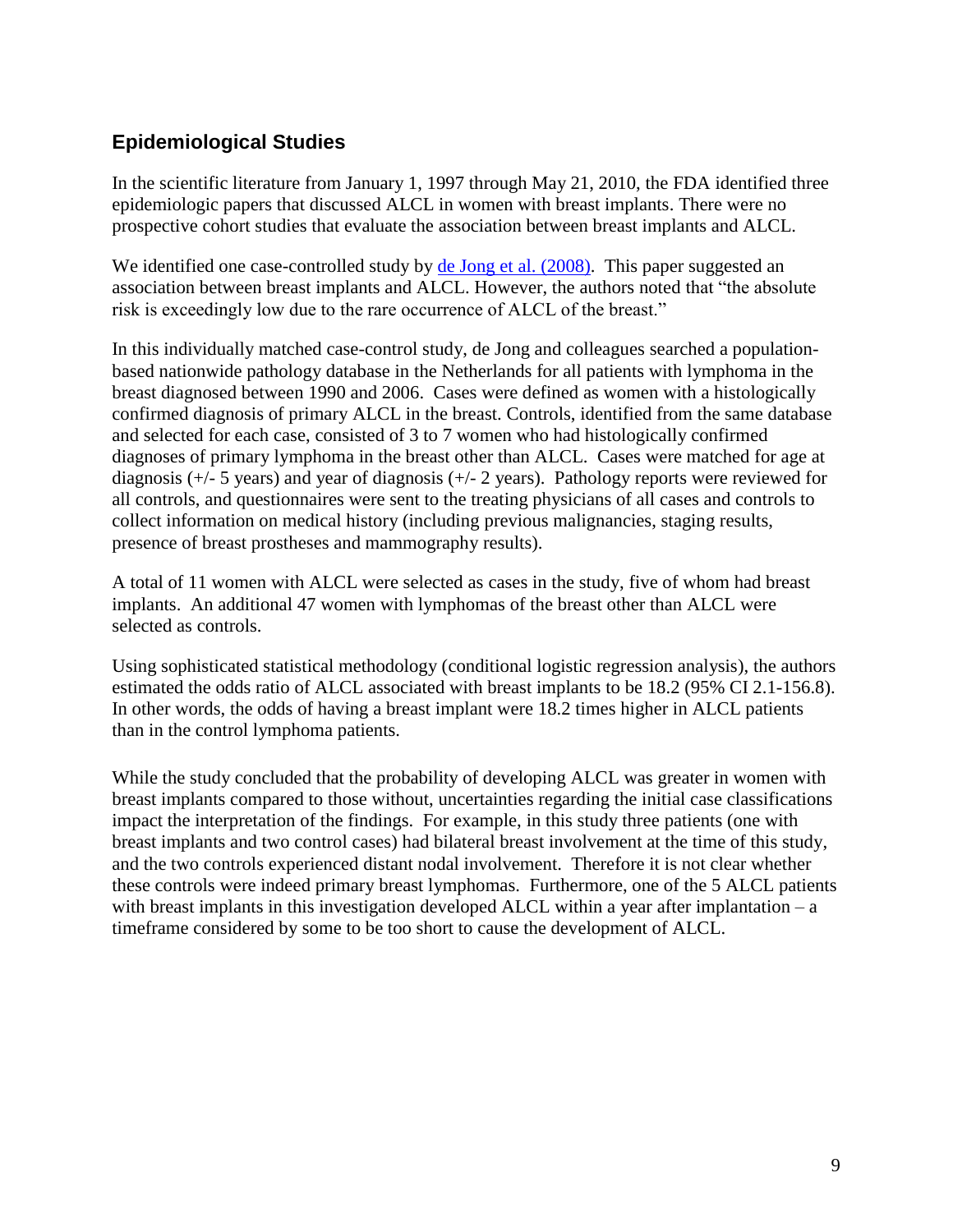## Epidemiological Studies

In the scientific literature from January 1, 1997 through May 21, 2010, the FDA identified three epidemiologic papers that discussed ALCL in women with breast implants. There were no prospective cohort studies that evaluate the association between breast implants and ALCL.

We identified one case-controlled study by de Jong et al. (2008). This paper suggested an association between breast implants and ALCL. However, the authors noted that "the absolute risk is exceedingly low due to the rare occurrence of ALCL of the breast."

In this individually matched case-control study, de Jong and colleagues searched a population-based nationwide pathology database in the Netherlands for all patients with lymphoma in the breast diagnosed between 1990 and 2006. Cases were defined as women with a histologically confirmed diagnosis of primary ALCL in the breast. Controls, identified from the same database and selected for each case, consisted of 3 to 7 women who had histologically confirmed diagnoses of primary lymphoma in the breast other than ALCL. Cases were matched for age at diagnosis (+/- 5 years) and year of diagnosis (+/- 2 years). Pathology reports were reviewed for all controls, and questionnaires were sent to the treating physicians of all cases and controls to collect information on medical history (including previous malignancies, staging results, presence of breast prostheses and mammography results).

A total of 11 women with ALCL were selected as cases in the study, five of whom had breast implants. An additional 47 women with lymphomas of the breast other than ALCL were selected as controls.

Using sophisticated statistical methodology (conditional logistic regression analysis), the authors estimated the odds ratio of ALCL associated with breast implants to be 18.2 (95% CI 2.1-156.8). In other words, the odds of having a breast implant were 18.2 times higher in ALCL patients than in the control lymphoma patients.

While the study concluded that the probability of developing ALCL was greater in women with breast implants compared to those without, uncertainties regarding the initial case classifications impact the interpretation of the findings. For example, in this study three patients (one with breast implants and two control cases) had bilateral breast involvement at the time of this study, and the two controls experienced distant nodal involvement. Therefore it is not clear whether these controls were indeed primary breast lymphomas. Furthermore, one of the 5 ALCL patients with breast implants in this investigation developed ALCL within a year after implantation – a timeframe considered by some to be too short to cause the development of ALCL.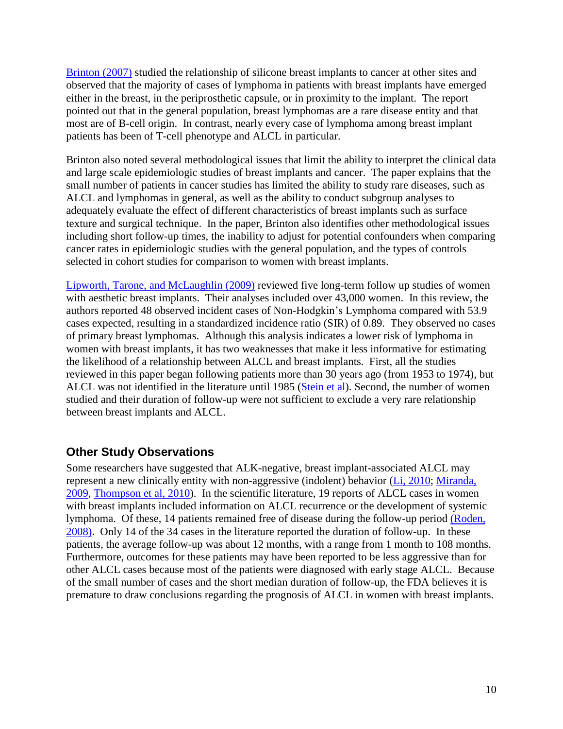Brinton (2007) studied the relationship of silicone breast implants to cancer at other sites and observed that the majority of cases of lymphoma in patients with breast implants have emerged either in the breast, in the periprosthetic capsule, or in proximity to the implant. The report pointed out that in the general population, breast lymphomas are a rare disease entity and that most are of B-cell origin. In contrast, nearly every case of lymphoma among breast implant patients has been of T-cell phenotype and ALCL in particular.

Brinton also noted several methodological issues that limit the ability to interpret the clinical data and large scale epidemiologic studies of breast implants and cancer. The paper explains that the small number of patients in cancer studies has limited the ability to study rare diseases, such as ALCL and lymphomas in general, as well as the ability to conduct subgroup analyses to adequately evaluate the effect of different characteristics of breast implants such as surface texture and surgical technique. In the paper, Brinton also identifies other methodological issues including short follow-up times, the inability to adjust for potential confounders when comparing cancer rates in epidemiologic studies with the general population, and the types of controls selected in cohort studies for comparison to women with breast implants.

Lipworth, Tarone, and McLaughlin (2009) reviewed five long-term follow up studies of women with aesthetic breast implants. Their analyses included over 43,000 women. In this review, the authors reported 48 observed incident cases of Non-Hodgkin's Lymphoma compared with 53.9 cases expected, resulting in a standardized incidence ratio (SIR) of 0.89. They observed no cases of primary breast lymphomas. Although this analysis indicates a lower risk of lymphoma in women with breast implants, it has two weaknesses that make it less informative for estimating the likelihood of a relationship between ALCL and breast implants. First, all the studies reviewed in this paper began following patients more than 30 years ago (from 1953 to 1974), but ALCL was not identified in the literature until 1985 (Stein et al). Second, the number of women studied and their duration of follow-up were not sufficient to exclude a very rare relationship between breast implants and ALCL.

## Other Study Observations

Some researchers have suggested that ALK-negative, breast implant-associated ALCL may represent a new clinically entity with non-aggressive (indolent) behavior (Li, 2010; Miranda, 2009, Thompson et al, 2010). In the scientific literature, 19 reports of ALCL cases in women with breast implants included information on ALCL recurrence or the development of systemic lymphoma. Of these, 14 patients remained free of disease during the follow-up period (Roden, 2008). Only 14 of the 34 cases in the literature reported the duration of follow-up. In these patients, the average follow-up was about 12 months, with a range from 1 month to 108 months. Furthermore, outcomes for these patients may have been reported to be less aggressive than for other ALCL cases because most of the patients were diagnosed with early stage ALCL. Because of the small number of cases and the short median duration of follow-up, the FDA believes it is premature to draw conclusions regarding the prognosis of ALCL in women with breast implants.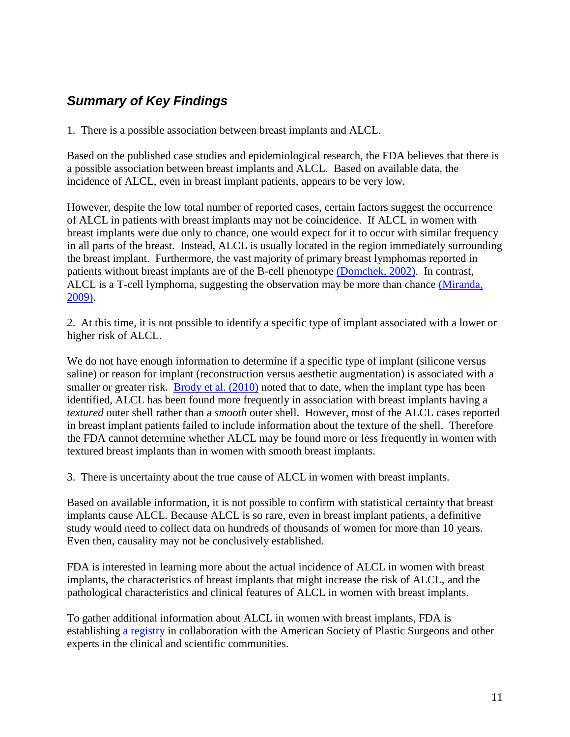## *Summary of Key Findings*

1. There is a possible association between breast implants and ALCL.

Based on the published case studies and epidemiological research, the FDA believes that there is a possible association between breast implants and ALCL. Based on available data, the incidence of ALCL, even in breast implant patients, appears to be very low.

However, despite the low total number of reported cases, certain factors suggest the occurrence of ALCL in patients with breast implants may not be coincidence. If ALCL in women with breast implants were due only to chance, one would expect for it to occur with similar frequency in all parts of the breast. Instead, ALCL is usually located in the region immediately surrounding the breast implant. Furthermore, the vast majority of primary breast lymphomas reported in patients without breast implants are of the B-cell phenotype (Domchek, 2002). In contrast, ALCL is a T-cell lymphoma, suggesting the observation may be more than chance (Miranda, 2009).

2. At this time, it is not possible to identify a specific type of implant associated with a lower or higher risk of ALCL.

We do not have enough information to determine if a specific type of implant (silicone versus saline) or reason for implant (reconstruction versus aesthetic augmentation) is associated with a smaller or greater risk. Brody et al. (2010) noted that to date, when the implant type has been identified, ALCL has been found more frequently in association with breast implants having a *textured* outer shell rather than a *smooth* outer shell. However, most of the ALCL cases reported in breast implant patients failed to include information about the texture of the shell. Therefore the FDA cannot determine whether ALCL may be found more or less frequently in women with textured breast implants than in women with smooth breast implants.

3. There is uncertainty about the true cause of ALCL in women with breast implants.

Based on available information, it is not possible to confirm with statistical certainty that breast implants cause ALCL. Because ALCL is so rare, even in breast implant patients, a definitive study would need to collect data on hundreds of thousands of women for more than 10 years. Even then, causality may not be conclusively established.

FDA is interested in learning more about the actual incidence of ALCL in women with breast implants, the characteristics of breast implants that might increase the risk of ALCL, and the pathological characteristics and clinical features of ALCL in women with breast implants.

To gather additional information about ALCL in women with breast implants, FDA is establishing a registry in collaboration with the American Society of Plastic Surgeons and other experts in the clinical and scientific communities.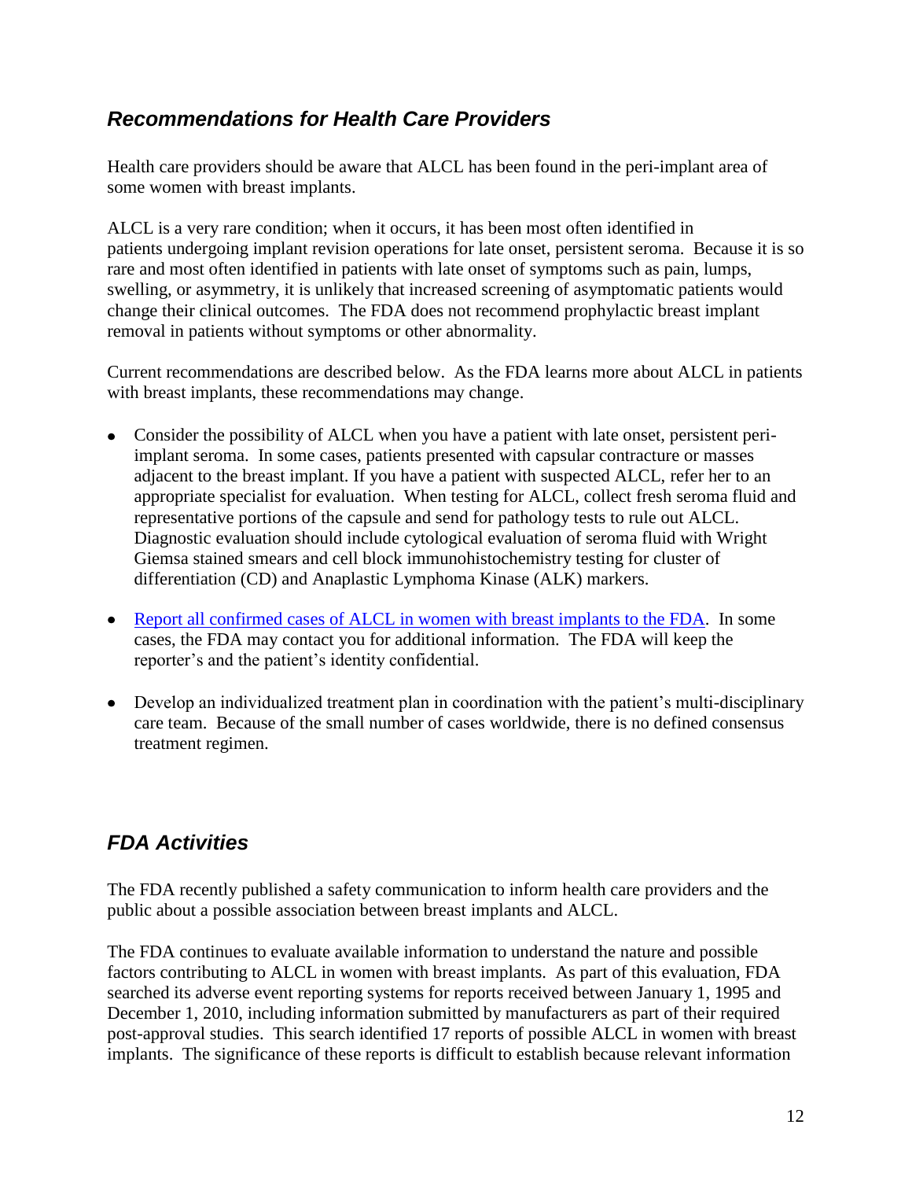## ***Recommendations for Health Care Providers***

Health care providers should be aware that ALCL has been found in the peri-implant area of some women with breast implants.

ALCL is a very rare condition; when it occurs, it has been most often identified in patients undergoing implant revision operations for late onset, persistent seroma. Because it is so rare and most often identified in patients with late onset of symptoms such as pain, lumps, swelling, or asymmetry, it is unlikely that increased screening of asymptomatic patients would change their clinical outcomes. The FDA does not recommend prophylactic breast implant removal in patients without symptoms or other abnormality.

Current recommendations are described below. As the FDA learns more about ALCL in patients with breast implants, these recommendations may change.

- Consider the possibility of ALCL when you have a patient with late onset, persistent peri-implant seroma. In some cases, patients presented with capsular contracture or masses adjacent to the breast implant. If you have a patient with suspected ALCL, refer her to an appropriate specialist for evaluation. When testing for ALCL, collect fresh seroma fluid and representative portions of the capsule and send for pathology tests to rule out ALCL. Diagnostic evaluation should include cytological evaluation of seroma fluid with Wright Giemsa stained smears and cell block immunohistochemistry testing for cluster of differentiation (CD) and Anaplastic Lymphoma Kinase (ALK) markers.

- Report all confirmed cases of ALCL in women with breast implants to the FDA. In some cases, the FDA may contact you for additional information. The FDA will keep the reporter's and the patient's identity confidential.

- Develop an individualized treatment plan in coordination with the patient's multi-disciplinary care team. Because of the small number of cases worldwide, there is no defined consensus treatment regimen.

## ***FDA Activities***

The FDA recently published a safety communication to inform health care providers and the public about a possible association between breast implants and ALCL.

The FDA continues to evaluate available information to understand the nature and possible factors contributing to ALCL in women with breast implants. As part of this evaluation, FDA searched its adverse event reporting systems for reports received between January 1, 1995 and December 1, 2010, including information submitted by manufacturers as part of their required post-approval studies. This search identified 17 reports of possible ALCL in women with breast implants. The significance of these reports is difficult to establish because relevant information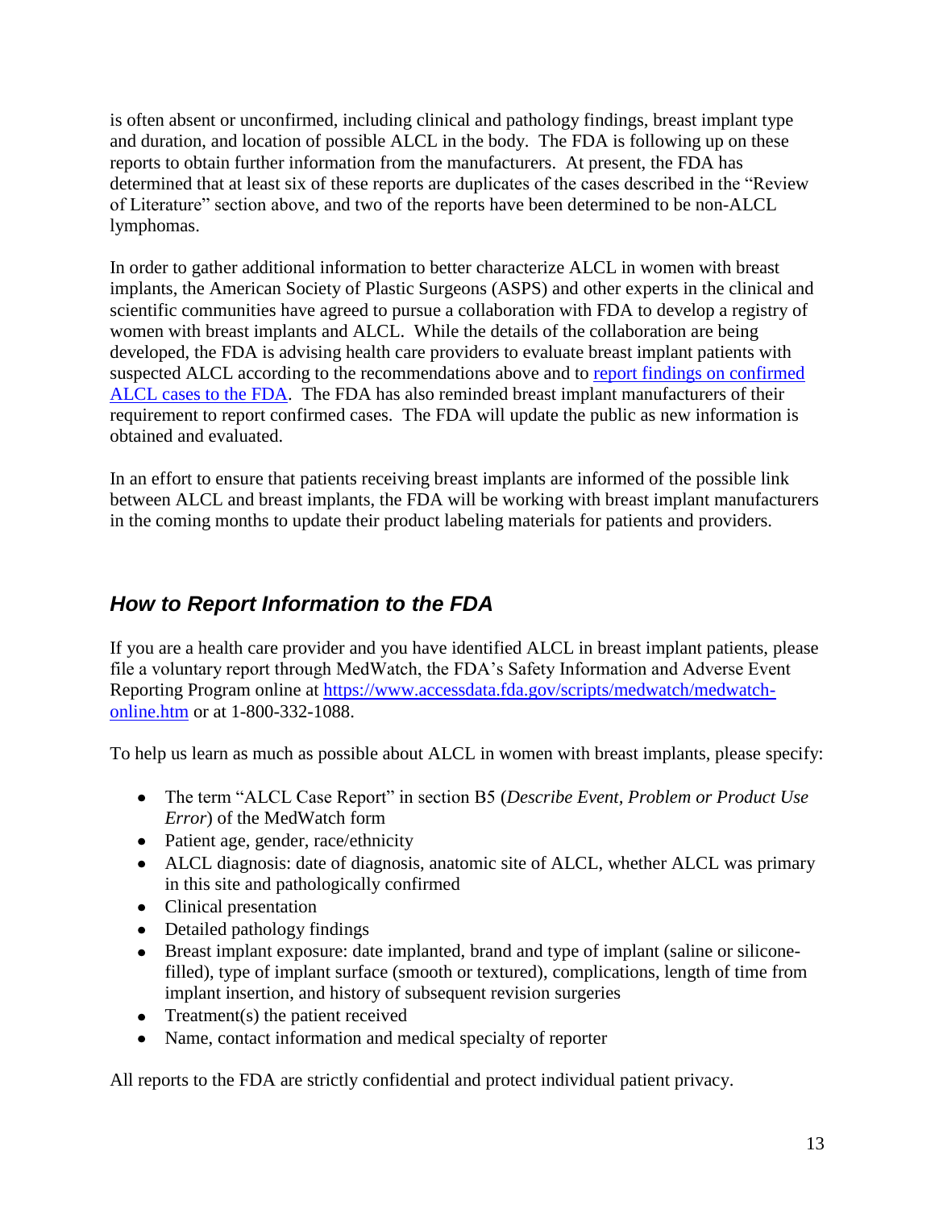is often absent or unconfirmed, including clinical and pathology findings, breast implant type and duration, and location of possible ALCL in the body. The FDA is following up on these reports to obtain further information from the manufacturers. At present, the FDA has determined that at least six of these reports are duplicates of the cases described in the "Review of Literature" section above, and two of the reports have been determined to be non-ALCL lymphomas.

In order to gather additional information to better characterize ALCL in women with breast implants, the American Society of Plastic Surgeons (ASPS) and other experts in the clinical and scientific communities have agreed to pursue a collaboration with FDA to develop a registry of women with breast implants and ALCL. While the details of the collaboration are being developed, the FDA is advising health care providers to evaluate breast implant patients with suspected ALCL according to the recommendations above and to report findings on confirmed ALCL cases to the FDA. The FDA has also reminded breast implant manufacturers of their requirement to report confirmed cases. The FDA will update the public as new information is obtained and evaluated.

In an effort to ensure that patients receiving breast implants are informed of the possible link between ALCL and breast implants, the FDA will be working with breast implant manufacturers in the coming months to update their product labeling materials for patients and providers.

## *How to Report Information to the FDA*

If you are a health care provider and you have identified ALCL in breast implant patients, please file a voluntary report through MedWatch, the FDA's Safety Information and Adverse Event Reporting Program online at https://www.accessdata.fda.gov/scripts/medwatch/medwatch-online.htm or at 1-800-332-1088.

To help us learn as much as possible about ALCL in women with breast implants, please specify:

- The term "ALCL Case Report" in section B5 (*Describe Event, Problem or Product Use Error*) of the MedWatch form
- Patient age, gender, race/ethnicity
- ALCL diagnosis: date of diagnosis, anatomic site of ALCL, whether ALCL was primary in this site and pathologically confirmed
- Clinical presentation
- Detailed pathology findings
- Breast implant exposure: date implanted, brand and type of implant (saline or silicone-filled), type of implant surface (smooth or textured), complications, length of time from implant insertion, and history of subsequent revision surgeries
- Treatment(s) the patient received
- Name, contact information and medical specialty of reporter

All reports to the FDA are strictly confidential and protect individual patient privacy.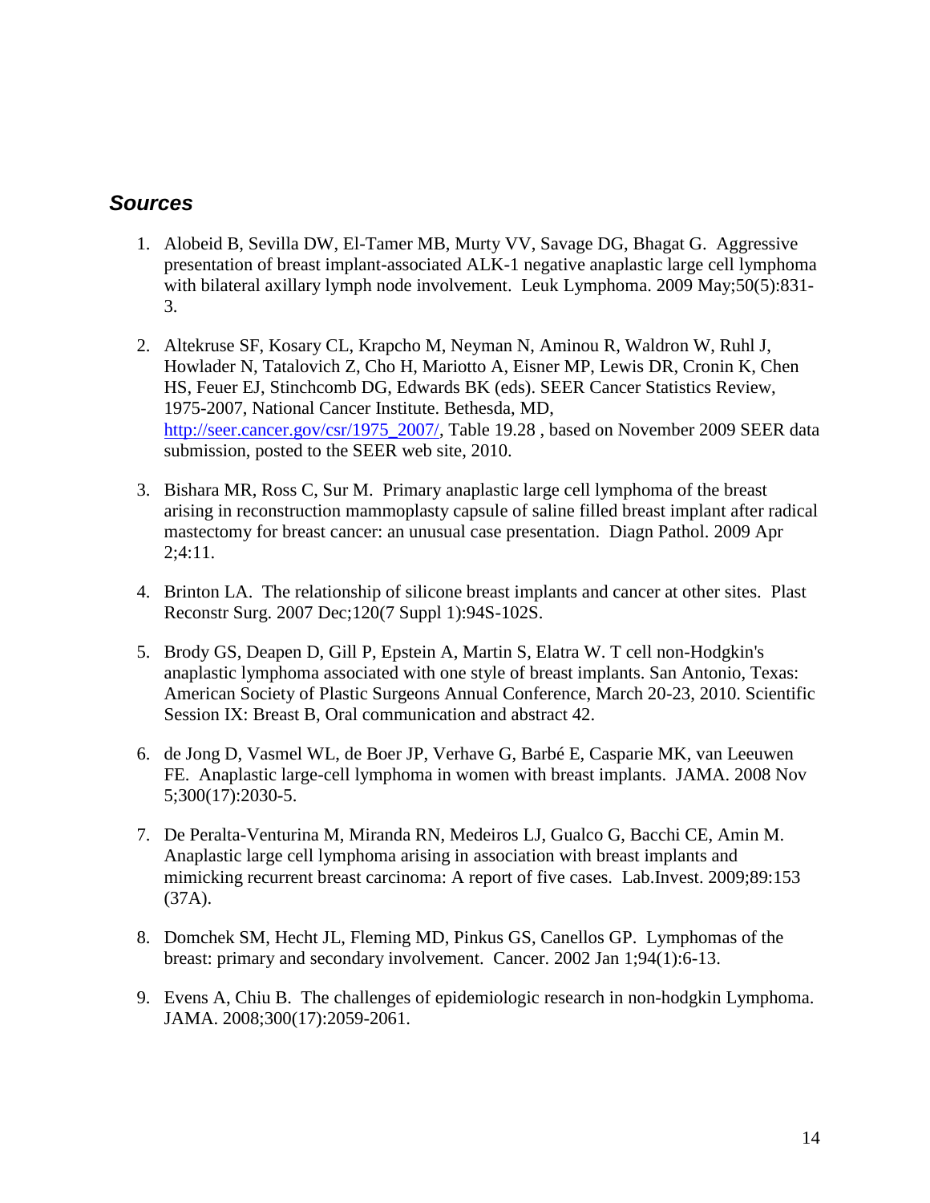## *Sources*

1. Alobeid B, Sevilla DW, El-Tamer MB, Murty VV, Savage DG, Bhagat G. Aggressive presentation of breast implant-associated ALK-1 negative anaplastic large cell lymphoma with bilateral axillary lymph node involvement. Leuk Lymphoma. 2009 May;50(5):831-3.

2. Altekruse SF, Kosary CL, Krapcho M, Neyman N, Aminou R, Waldron W, Ruhl J, Howlader N, Tatalovich Z, Cho H, Mariotto A, Eisner MP, Lewis DR, Cronin K, Chen HS, Feuer EJ, Stinchcomb DG, Edwards BK (eds). SEER Cancer Statistics Review, 1975-2007, National Cancer Institute. Bethesda, MD, http://seer.cancer.gov/csr/1975_2007/, Table 19.28 , based on November 2009 SEER data submission, posted to the SEER web site, 2010.

3. Bishara MR, Ross C, Sur M. Primary anaplastic large cell lymphoma of the breast arising in reconstruction mammoplasty capsule of saline filled breast implant after radical mastectomy for breast cancer: an unusual case presentation. Diagn Pathol. 2009 Apr 2;4:11.

4. Brinton LA. The relationship of silicone breast implants and cancer at other sites. Plast Reconstr Surg. 2007 Dec;120(7 Suppl 1):94S-102S.

5. Brody GS, Deapen D, Gill P, Epstein A, Martin S, Elatra W. T cell non-Hodgkin's anaplastic lymphoma associated with one style of breast implants. San Antonio, Texas: American Society of Plastic Surgeons Annual Conference, March 20-23, 2010. Scientific Session IX: Breast B, Oral communication and abstract 42.

6. de Jong D, Vasmel WL, de Boer JP, Verhave G, Barbé E, Casparie MK, van Leeuwen FE. Anaplastic large-cell lymphoma in women with breast implants. JAMA. 2008 Nov 5;300(17):2030-5.

7. De Peralta-Venturina M, Miranda RN, Medeiros LJ, Gualco G, Bacchi CE, Amin M. Anaplastic large cell lymphoma arising in association with breast implants and mimicking recurrent breast carcinoma: A report of five cases. Lab.Invest. 2009;89:153 (37A).

8. Domchek SM, Hecht JL, Fleming MD, Pinkus GS, Canellos GP. Lymphomas of the breast: primary and secondary involvement. Cancer. 2002 Jan 1;94(1):6-13.

9. Evens A, Chiu B. The challenges of epidemiologic research in non-hodgkin Lymphoma. JAMA. 2008;300(17):2059-2061.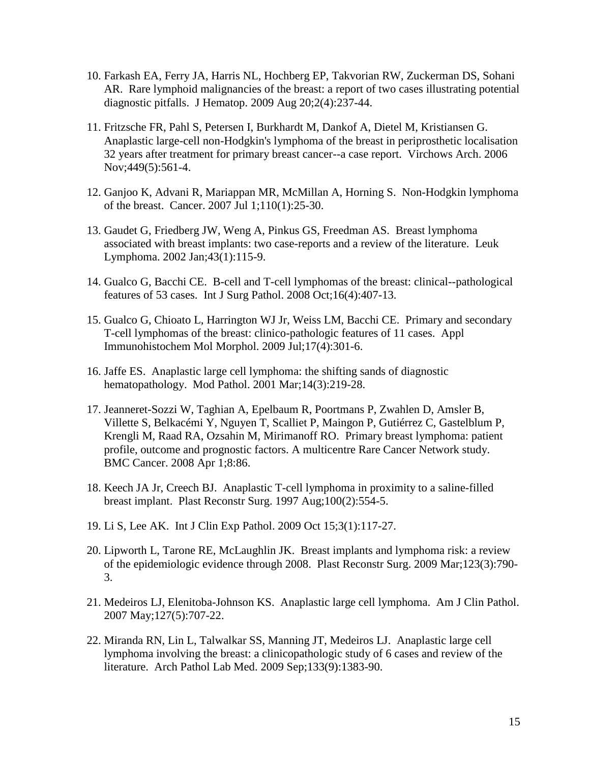10. Farkash EA, Ferry JA, Harris NL, Hochberg EP, Takvorian RW, Zuckerman DS, Sohani AR. Rare lymphoid malignancies of the breast: a report of two cases illustrating potential diagnostic pitfalls. J Hematop. 2009 Aug 20;2(4):237-44.

11. Fritzsche FR, Pahl S, Petersen I, Burkhardt M, Dankof A, Dietel M, Kristiansen G. Anaplastic large-cell non-Hodgkin's lymphoma of the breast in periprosthetic localisation 32 years after treatment for primary breast cancer--a case report. Virchows Arch. 2006 Nov;449(5):561-4.

12. Ganjoo K, Advani R, Mariappan MR, McMillan A, Horning S. Non-Hodgkin lymphoma of the breast. Cancer. 2007 Jul 1;110(1):25-30.

13. Gaudet G, Friedberg JW, Weng A, Pinkus GS, Freedman AS. Breast lymphoma associated with breast implants: two case-reports and a review of the literature. Leuk Lymphoma. 2002 Jan;43(1):115-9.

14. Gualco G, Bacchi CE. B-cell and T-cell lymphomas of the breast: clinical--pathological features of 53 cases. Int J Surg Pathol. 2008 Oct;16(4):407-13.

15. Gualco G, Chioato L, Harrington WJ Jr, Weiss LM, Bacchi CE. Primary and secondary T-cell lymphomas of the breast: clinico-pathologic features of 11 cases. Appl Immunohistochem Mol Morphol. 2009 Jul;17(4):301-6.

16. Jaffe ES. Anaplastic large cell lymphoma: the shifting sands of diagnostic hematopathology. Mod Pathol. 2001 Mar;14(3):219-28.

17. Jeanneret-Sozzi W, Taghian A, Epelbaum R, Poortmans P, Zwahlen D, Amsler B, Villette S, Belkacémi Y, Nguyen T, Scalliet P, Maingon P, Gutiérrez C, Gastelblum P, Krengli M, Raad RA, Ozsahin M, Mirimanoff RO. Primary breast lymphoma: patient profile, outcome and prognostic factors. A multicentre Rare Cancer Network study. BMC Cancer. 2008 Apr 1;8:86.

18. Keech JA Jr, Creech BJ. Anaplastic T-cell lymphoma in proximity to a saline-filled breast implant. Plast Reconstr Surg. 1997 Aug;100(2):554-5.

19. Li S, Lee AK. Int J Clin Exp Pathol. 2009 Oct 15;3(1):117-27.

20. Lipworth L, Tarone RE, McLaughlin JK. Breast implants and lymphoma risk: a review of the epidemiologic evidence through 2008. Plast Reconstr Surg. 2009 Mar;123(3):790-3.

21. Medeiros LJ, Elenitoba-Johnson KS. Anaplastic large cell lymphoma. Am J Clin Pathol. 2007 May;127(5):707-22.

22. Miranda RN, Lin L, Talwalkar SS, Manning JT, Medeiros LJ. Anaplastic large cell lymphoma involving the breast: a clinicopathologic study of 6 cases and review of the literature. Arch Pathol Lab Med. 2009 Sep;133(9):1383-90.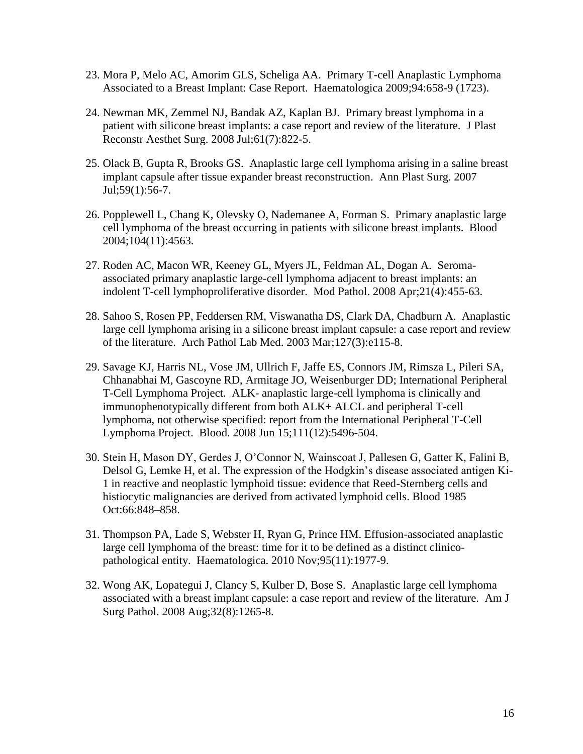23. Mora P, Melo AC, Amorim GLS, Scheliga AA. Primary T-cell Anaplastic Lymphoma Associated to a Breast Implant: Case Report. Haematologica 2009;94:658-9 (1723).

24. Newman MK, Zemmel NJ, Bandak AZ, Kaplan BJ. Primary breast lymphoma in a patient with silicone breast implants: a case report and review of the literature. J Plast Reconstr Aesthet Surg. 2008 Jul;61(7):822-5.

25. Olack B, Gupta R, Brooks GS. Anaplastic large cell lymphoma arising in a saline breast implant capsule after tissue expander breast reconstruction. Ann Plast Surg. 2007 Jul;59(1):56-7.

26. Popplewell L, Chang K, Olevsky O, Nademanee A, Forman S. Primary anaplastic large cell lymphoma of the breast occurring in patients with silicone breast implants. Blood 2004;104(11):4563.

27. Roden AC, Macon WR, Keeney GL, Myers JL, Feldman AL, Dogan A. Seroma-associated primary anaplastic large-cell lymphoma adjacent to breast implants: an indolent T-cell lymphoproliferative disorder. Mod Pathol. 2008 Apr;21(4):455-63.

28. Sahoo S, Rosen PP, Feddersen RM, Viswanatha DS, Clark DA, Chadburn A. Anaplastic large cell lymphoma arising in a silicone breast implant capsule: a case report and review of the literature. Arch Pathol Lab Med. 2003 Mar;127(3):e115-8.

29. Savage KJ, Harris NL, Vose JM, Ullrich F, Jaffe ES, Connors JM, Rimsza L, Pileri SA, Chhanabhai M, Gascoyne RD, Armitage JO, Weisenburger DD; International Peripheral T-Cell Lymphoma Project. ALK- anaplastic large-cell lymphoma is clinically and immunophenotypically different from both ALK+ ALCL and peripheral T-cell lymphoma, not otherwise specified: report from the International Peripheral T-Cell Lymphoma Project. Blood. 2008 Jun 15;111(12):5496-504.

30. Stein H, Mason DY, Gerdes J, O'Connor N, Wainscoat J, Pallesen G, Gatter K, Falini B, Delsol G, Lemke H, et al. The expression of the Hodgkin's disease associated antigen Ki-1 in reactive and neoplastic lymphoid tissue: evidence that Reed-Sternberg cells and histiocytic malignancies are derived from activated lymphoid cells. Blood 1985 Oct:66:848–858.

31. Thompson PA, Lade S, Webster H, Ryan G, Prince HM. Effusion-associated anaplastic large cell lymphoma of the breast: time for it to be defined as a distinct clinico-pathological entity. Haematologica. 2010 Nov;95(11):1977-9.

32. Wong AK, Lopategui J, Clancy S, Kulber D, Bose S. Anaplastic large cell lymphoma associated with a breast implant capsule: a case report and review of the literature. Am J Surg Pathol. 2008 Aug;32(8):1265-8.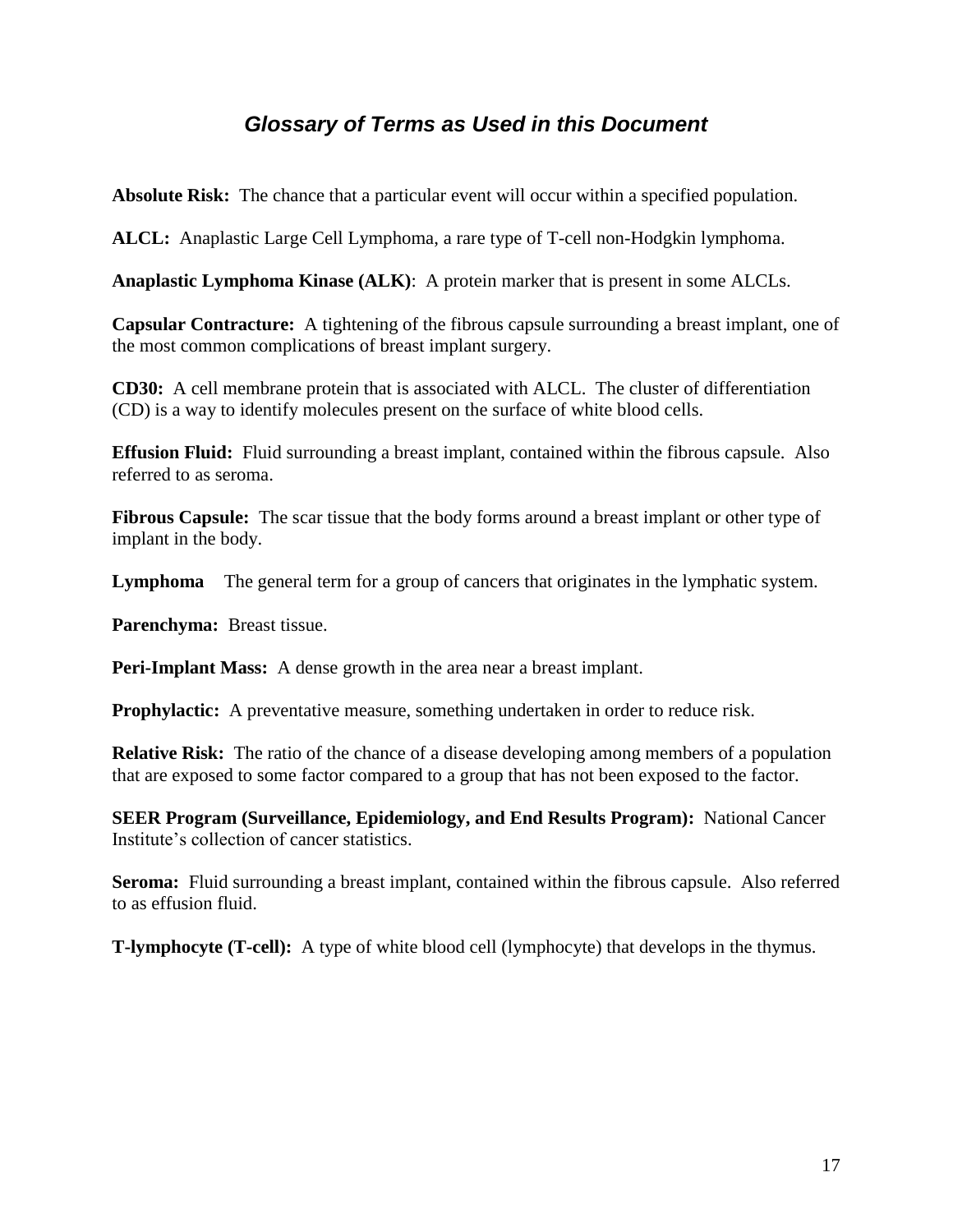## *Glossary of Terms as Used in this Document*

**Absolute Risk:** The chance that a particular event will occur within a specified population.

**ALCL:** Anaplastic Large Cell Lymphoma, a rare type of T-cell non-Hodgkin lymphoma.

**Anaplastic Lymphoma Kinase (ALK)**: A protein marker that is present in some ALCLs.

**Capsular Contracture:** A tightening of the fibrous capsule surrounding a breast implant, one of the most common complications of breast implant surgery.

**CD30:** A cell membrane protein that is associated with ALCL. The cluster of differentiation (CD) is a way to identify molecules present on the surface of white blood cells.

**Effusion Fluid:** Fluid surrounding a breast implant, contained within the fibrous capsule. Also referred to as seroma.

**Fibrous Capsule:** The scar tissue that the body forms around a breast implant or other type of implant in the body.

**Lymphoma** The general term for a group of cancers that originates in the lymphatic system.

**Parenchyma:** Breast tissue.

**Peri-Implant Mass:** A dense growth in the area near a breast implant.

**Prophylactic:** A preventative measure, something undertaken in order to reduce risk.

**Relative Risk:** The ratio of the chance of a disease developing among members of a population that are exposed to some factor compared to a group that has not been exposed to the factor.

**SEER Program (Surveillance, Epidemiology, and End Results Program):** National Cancer Institute's collection of cancer statistics.

**Seroma:** Fluid surrounding a breast implant, contained within the fibrous capsule. Also referred to as effusion fluid.

**T-lymphocyte (T-cell):** A type of white blood cell (lymphocyte) that develops in the thymus.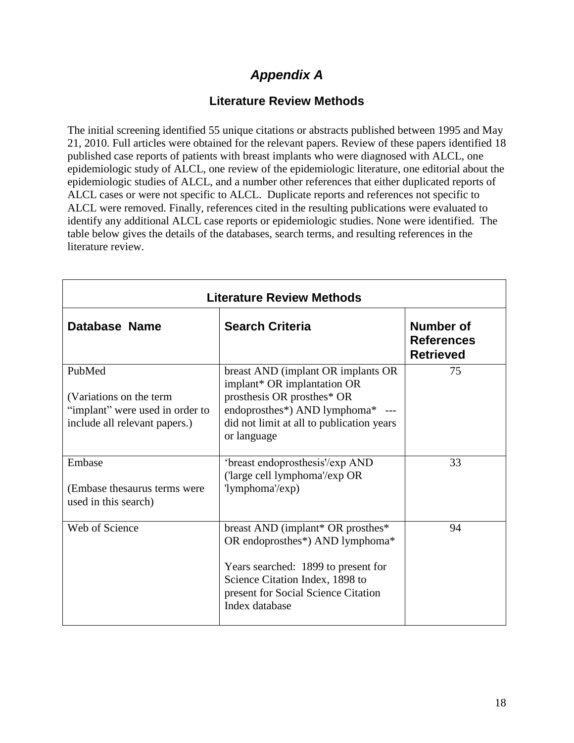# *Appendix A*

## Literature Review Methods

The initial screening identified 55 unique citations or abstracts published between 1995 and May 21, 2010. Full articles were obtained for the relevant papers. Review of these papers identified 18 published case reports of patients with breast implants who were diagnosed with ALCL, one epidemiologic study of ALCL, one review of the epidemiologic literature, one editorial about the epidemiologic studies of ALCL, and a number other references that either duplicated reports of ALCL cases or were not specific to ALCL. Duplicate reports and references not specific to ALCL were removed. Finally, references cited in the resulting publications were evaluated to identify any additional ALCL case reports or epidemiologic studies. None were identified. The table below gives the details of the databases, search terms, and resulting references in the literature review.

| Literature Review Methods | | |
|---|---|---|
| **Database Name** | **Search Criteria** | **Number of References Retrieved** |
| PubMed<br><br>(Variations on the term "implant" were used in order to include all relevant papers.) | breast AND (implant OR implants OR implant* OR implantation OR prosthesis OR prosthes* OR endoprosthes*) AND lymphoma* --- did not limit at all to publication years or language | 75 |
| Embase<br><br>(Embase thesaurus terms were used in this search) | 'breast endoprosthesis'/exp AND ('large cell lymphoma'/exp OR 'lymphoma'/exp) | 33 |
| Web of Science | breast AND (implant* OR prosthes* OR endoprosthes*) AND lymphoma*<br><br>Years searched: 1899 to present for Science Citation Index, 1898 to present for Social Science Citation Index database | 94 |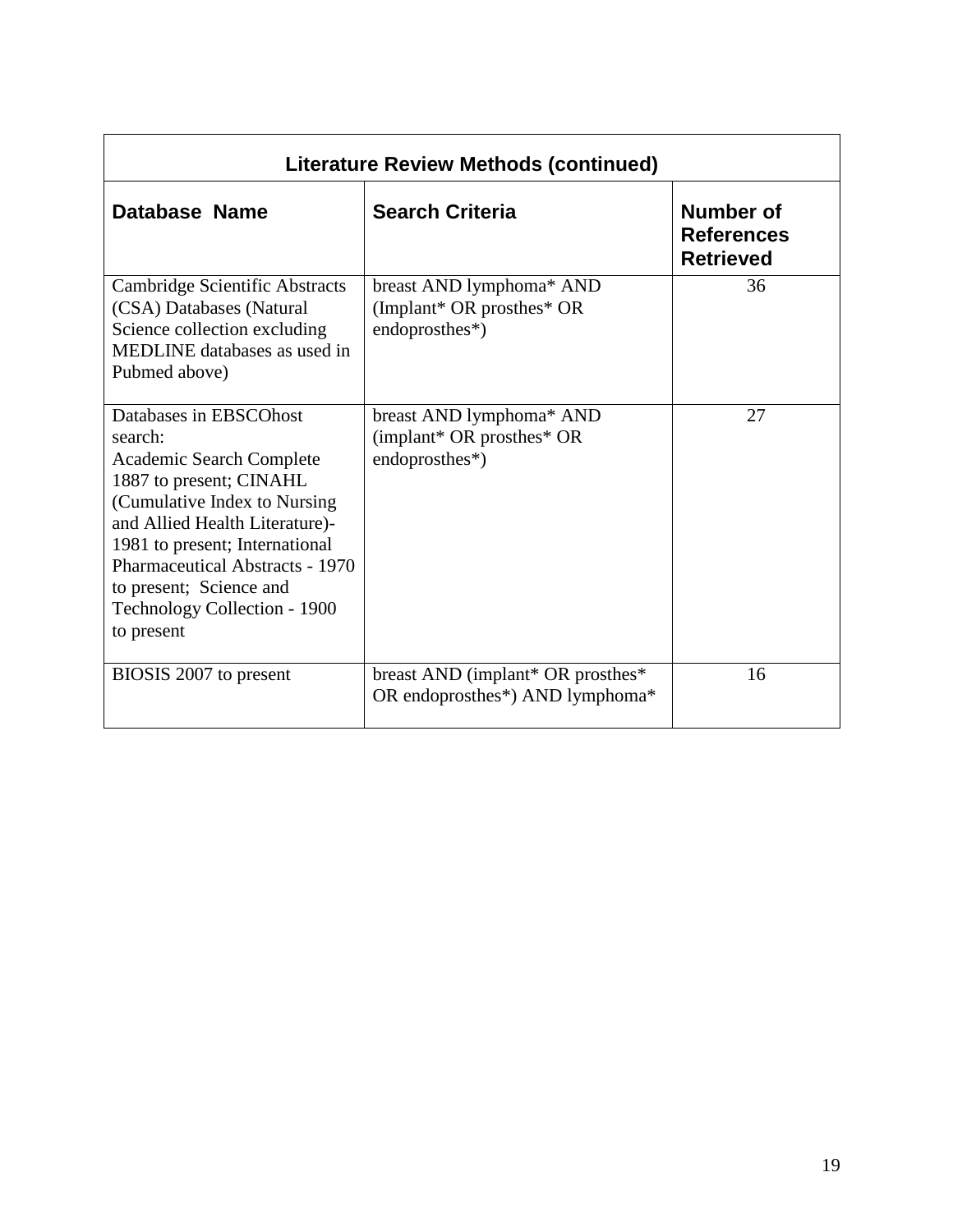| Literature Review Methods (continued) | | |
|---|---|---|
| **Database Name** | **Search Criteria** | **Number of References Retrieved** |
| Cambridge Scientific Abstracts (CSA) Databases (Natural Science collection excluding MEDLINE databases as used in Pubmed above) | breast AND lymphoma* AND (Implant* OR prosthes* OR endoprosthes*) | 36 |
| Databases in EBSCOhost search: Academic Search Complete 1887 to present; CINAHL (Cumulative Index to Nursing and Allied Health Literature)- 1981 to present; International Pharmaceutical Abstracts - 1970 to present; Science and Technology Collection - 1900 to present | breast AND lymphoma* AND (implant* OR prosthes* OR endoprosthes*) | 27 |
| BIOSIS 2007 to present | breast AND (implant* OR prosthes* OR endoprosthes*) AND lymphoma* | 16 |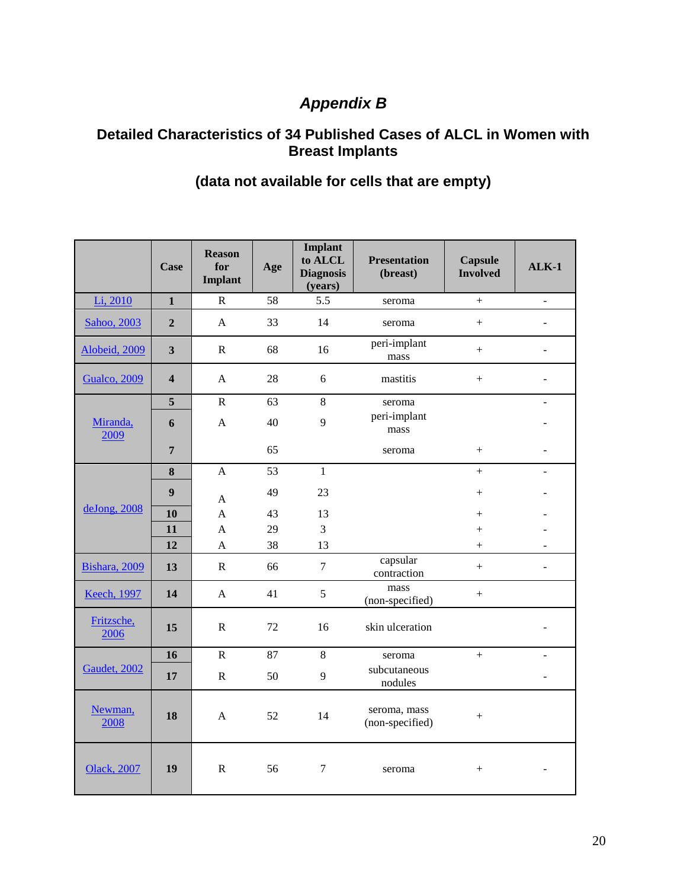# *Appendix B*

## Detailed Characteristics of 34 Published Cases of ALCL in Women with Breast Implants

## (data not available for cells that are empty)

| | Case | Reason for Implant | Age | Implant to ALCL Diagnosis (years) | Presentation (breast) | Capsule Involved | ALK-1 |
|---|---|---|---|---|---|---|---|
| Li, 2010 | 1 | R | 58 | 5.5 | seroma | + | - |
| Sahoo, 2003 | 2 | A | 33 | 14 | seroma | + | - |
| Alobeid, 2009 | 3 | R | 68 | 16 | peri-implant mass | + | - |
| Gualco, 2009 | 4 | A | 28 | 6 | mastitis | + | - |
| Miranda, 2009 | 5 | R | 63 | 8 | seroma | | - |
| | 6 | A | 40 | 9 | peri-implant mass | | - |
| | 7 | | 65 | | seroma | + | - |
| deJong, 2008 | 8 | A | 53 | 1 | | + | - |
| | 9 | A | 49 | 23 | | + | - |
| | 10 | A | 43 | 13 | | + | - |
| | 11 | A | 29 | 3 | | + | - |
| | 12 | A | 38 | 13 | | + | - |
| Bishara, 2009 | 13 | R | 66 | 7 | capsular contraction | + | - |
| Keech, 1997 | 14 | A | 41 | 5 | mass (non-specified) | + | |
| Fritzsche, 2006 | 15 | R | 72 | 16 | skin ulceration | | - |
| Gaudet, 2002 | 16 | R | 87 | 8 | seroma | + | - |
| | 17 | R | 50 | 9 | subcutaneous nodules | | - |
| Newman, 2008 | 18 | A | 52 | 14 | seroma, mass (non-specified) | + | |
| Olack, 2007 | 19 | R | 56 | 7 | seroma | + | - |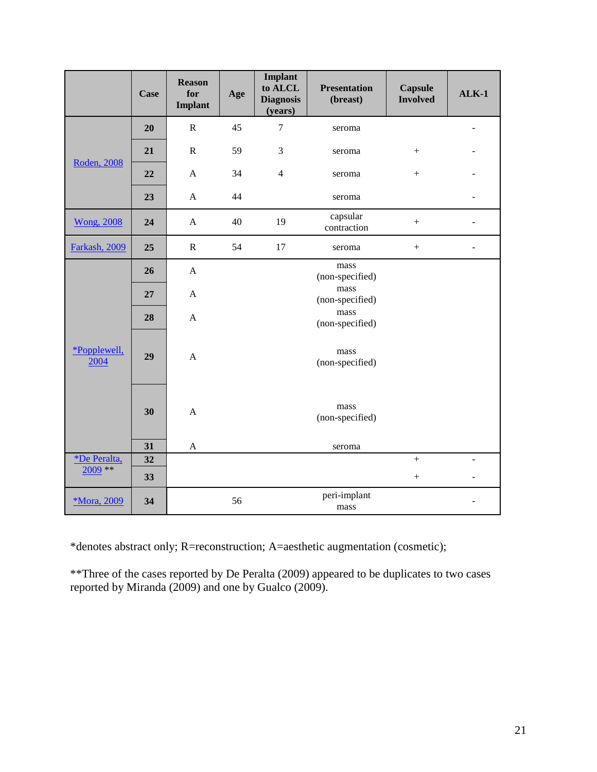| | Case | Reason for Implant | Age | Implant to ALCL Diagnosis (years) | Presentation (breast) | Capsule Involved | ALK-1 |
|---|---|---|---|---|---|---|---|
| Roden, 2008 | 20 | R | 45 | 7 | seroma | | - |
| | 21 | R | 59 | 3 | seroma | + | - |
| | 22 | A | 34 | 4 | seroma | + | - |
| | 23 | A | 44 | | seroma | | - |
| Wong, 2008 | 24 | A | 40 | 19 | capsular contraction | + | - |
| Farkash, 2009 | 25 | R | 54 | 17 | seroma | + | - |
| *Popplewell, 2004 | 26 | A | | | mass (non-specified) | | |
| | 27 | A | | | mass (non-specified) | | |
| | 28 | A | | | mass (non-specified) | | |
| | 29 | A | | | mass (non-specified) | | |
| | 30 | A | | | mass (non-specified) | | |
| | 31 | A | | | seroma | | |
| *De Peralta, 2009 ** | 32 | | | | | + | - |
| | 33 | | | | | + | - |
| *Mora, 2009 | 34 | | 56 | | peri-implant mass | | - |

*denotes abstract only; R=reconstruction; A=aesthetic augmentation (cosmetic);

**Three of the cases reported by De Peralta (2009) appeared to be duplicates to two cases reported by Miranda (2009) and one by Gualco (2009).